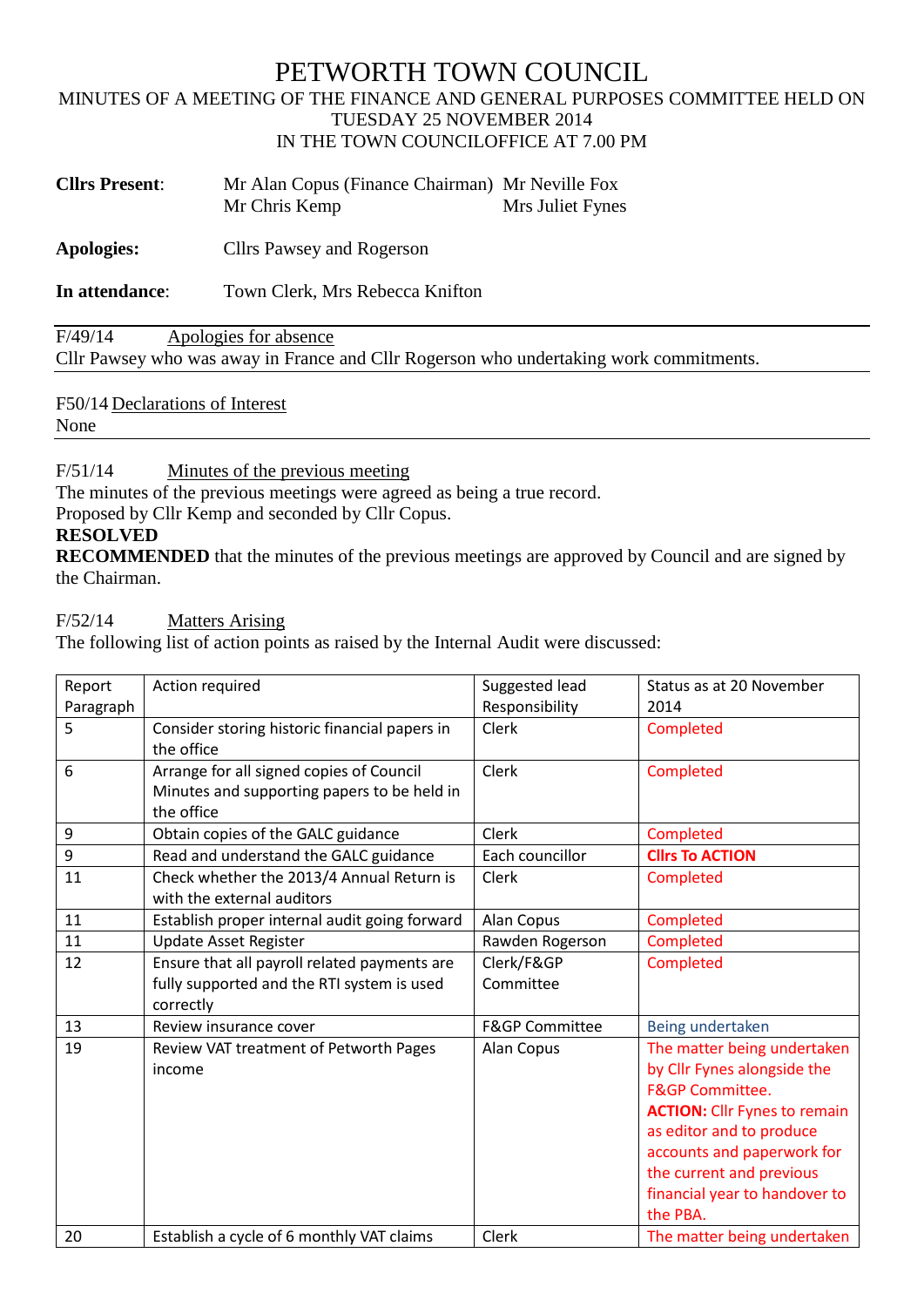# PETWORTH TOWN COUNCIL

MINUTES OF A MEETING OF THE FINANCE AND GENERAL PURPOSES COMMITTEE HELD ON TUESDAY 25 NOVEMBER 2014
IN THE TOWN COUNCILOFFICE AT 7.00 PM

**Cllrs Present**: Mr Alan Copus (Finance Chairman), Mr Neville Fox, Mr Chris Kemp, Mrs Juliet Fynes

**Apologies:** Cllrs Pawsey and Rogerson

**In attendance**: Town Clerk, Mrs Rebecca Knifton

F/49/14 Apologies for absence
Cllr Pawsey who was away in France and Cllr Rogerson who undertaking work commitments.

F50/14 Declarations of Interest
None

F/51/14 Minutes of the previous meeting
The minutes of the previous meetings were agreed as being a true record.
Proposed by Cllr Kemp and seconded by Cllr Copus.
**RESOLVED**
**RECOMMENDED** that the minutes of the previous meetings are approved by Council and are signed by the Chairman.

F/52/14 Matters Arising
The following list of action points as raised by the Internal Audit were discussed:

| Report Paragraph | Action required | Suggested lead Responsibility | Status as at 20 November 2014 |
|---|---|---|---|
| 5 | Consider storing historic financial papers in the office | Clerk | Completed |
| 6 | Arrange for all signed copies of Council Minutes and supporting papers to be held in the office | Clerk | Completed |
| 9 | Obtain copies of the GALC guidance | Clerk | Completed |
| 9 | Read and understand the GALC guidance | Each councillor | **Cllrs To ACTION** |
| 11 | Check whether the 2013/4 Annual Return is with the external auditors | Clerk | Completed |
| 11 | Establish proper internal audit going forward | Alan Copus | Completed |
| 11 | Update Asset Register | Rawden Rogerson | Completed |
| 12 | Ensure that all payroll related payments are fully supported and the RTI system is used correctly | Clerk/F&GP Committee | Completed |
| 13 | Review insurance cover | F&GP Committee | Being undertaken |
| 19 | Review VAT treatment of Petworth Pages income | Alan Copus | The matter being undertaken by Cllr Fynes alongside the F&GP Committee. **ACTION:** Cllr Fynes to remain as editor and to produce accounts and paperwork for the current and previous financial year to handover to the PBA. |
| 20 | Establish a cycle of 6 monthly VAT claims | Clerk | The matter being undertaken |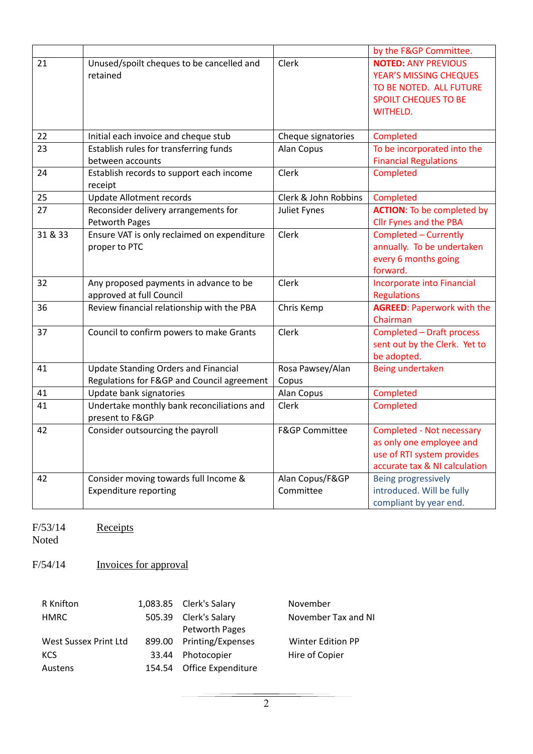| | | | |
|---|---|---|---|
| | | | by the F&GP Committee. |
| 21 | Unused/spoilt cheques to be cancelled and retained | Clerk | **NOTED:** ANY PREVIOUS YEAR'S MISSING CHEQUES TO BE NOTED. ALL FUTURE SPOILT CHEQUES TO BE WITHELD. |
| 22 | Initial each invoice and cheque stub | Cheque signatories | Completed |
| 23 | Establish rules for transferring funds between accounts | Alan Copus | To be incorporated into the Financial Regulations |
| 24 | Establish records to support each income receipt | Clerk | Completed |
| 25 | Update Allotment records | Clerk & John Robbins | Completed |
| 27 | Reconsider delivery arrangements for Petworth Pages | Juliet Fynes | **ACTION**: To be completed by Cllr Fynes and the PBA |
| 31 & 33 | Ensure VAT is only reclaimed on expenditure proper to PTC | Clerk | Completed – Currently annually. To be undertaken every 6 months going forward. |
| 32 | Any proposed payments in advance to be approved at full Council | Clerk | Incorporate into Financial Regulations |
| 36 | Review financial relationship with the PBA | Chris Kemp | **AGREED**: Paperwork with the Chairman |
| 37 | Council to confirm powers to make Grants | Clerk | Completed – Draft process sent out by the Clerk. Yet to be adopted. |
| 41 | Update Standing Orders and Financial Regulations for F&GP and Council agreement | Rosa Pawsey/Alan Copus | Being undertaken |
| 41 | Update bank signatories | Alan Copus | Completed |
| 41 | Undertake monthly bank reconciliations and present to F&GP | Clerk | Completed |
| 42 | Consider outsourcing the payroll | F&GP Committee | Completed - Not necessary as only one employee and use of RTI system provides accurate tax & NI calculation |
| 42 | Consider moving towards full Income & Expenditure reporting | Alan Copus/F&GP Committee | Being progressively introduced. Will be fully compliant by year end. |

F/53/14 <u>Receipts</u>
Noted

F/54/14 <u>Invoices for approval</u>

| | | | |
|---|---|---|---|
| R Knifton | 1,083.85 | Clerk's Salary | November |
| HMRC | 505.39 | Clerk's Salary | November Tax and NI |
| | | Petworth Pages | |
| West Sussex Print Ltd | 899.00 | Printing/Expenses | Winter Edition PP |
| KCS | 33.44 | Photocopier | Hire of Copier |
| Austens | 154.54 | Office Expenditure | |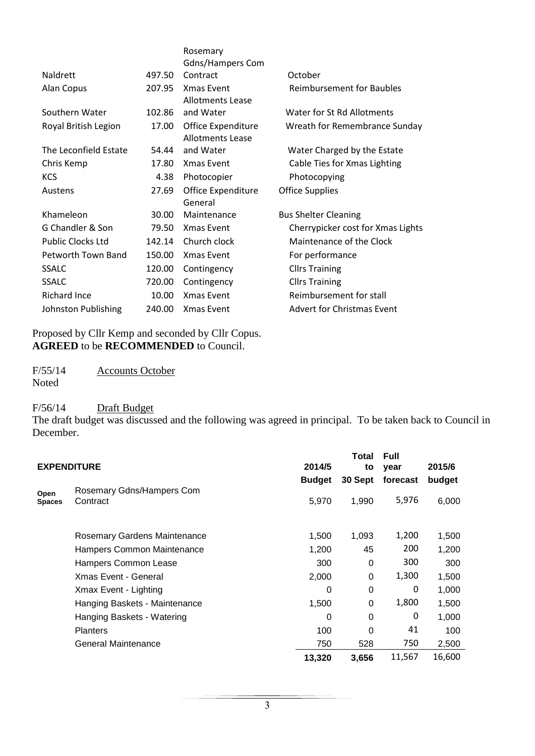| | | | |
|---|---|---|---|
| Naldrett | 497.50 | Rosemary Gdns/Hampers Com Contract | October |
| Alan Copus | 207.95 | Xmas Event | Reimbursement for Baubles |
| Southern Water | 102.86 | Allotments Lease and Water | Water for St Rd Allotments |
| Royal British Legion | 17.00 | Office Expenditure | Wreath for Remembrance Sunday |
| The Leconfield Estate | 54.44 | Allotments Lease and Water | Water Charged by the Estate |
| Chris Kemp | 17.80 | Xmas Event | Cable Ties for Xmas Lighting |
| KCS | 4.38 | Photocopier | Photocopying |
| Austens | 27.69 | Office Expenditure | Office Supplies |
| Khameleon | 30.00 | General Maintenance | Bus Shelter Cleaning |
| G Chandler & Son | 79.50 | Xmas Event | Cherrypicker cost for Xmas Lights |
| Public Clocks Ltd | 142.14 | Church clock | Maintenance of the Clock |
| Petworth Town Band | 150.00 | Xmas Event | For performance |
| SSALC | 120.00 | Contingency | Cllrs Training |
| SSALC | 720.00 | Contingency | Cllrs Training |
| Richard Ince | 10.00 | Xmas Event | Reimbursement for stall |
| Johnston Publishing | 240.00 | Xmas Event | Advert for Christmas Event |

Proposed by Cllr Kemp and seconded by Cllr Copus.
**AGREED** to be **RECOMMENDED** to Council.

F/55/14 Accounts October
Noted

F/56/14 Draft Budget
The draft budget was discussed and the following was agreed in principal. To be taken back to Council in December.

| **EXPENDITURE** | | **2014/5 Budget** | **Total to 30 Sept** | **Full year forecast** | **2015/6 budget** |
|---|---|---|---|---|---|
| **Open Spaces** | Rosemary Gdns/Hampers Com Contract | 5,970 | 1,990 | 5,976 | 6,000 |
| | Rosemary Gardens Maintenance | 1,500 | 1,093 | 1,200 | 1,500 |
| | Hampers Common Maintenance | 1,200 | 45 | 200 | 1,200 |
| | Hampers Common Lease | 300 | 0 | 300 | 300 |
| | Xmas Event - General | 2,000 | 0 | 1,300 | 1,500 |
| | Xmax Event - Lighting | 0 | 0 | 0 | 1,000 |
| | Hanging Baskets - Maintenance | 1,500 | 0 | 1,800 | 1,500 |
| | Hanging Baskets - Watering | 0 | 0 | 0 | 1,000 |
| | Planters | 100 | 0 | 41 | 100 |
| | General Maintenance | 750 | 528 | 750 | 2,500 |
| | | **13,320** | **3,656** | 11,567 | 16,600 |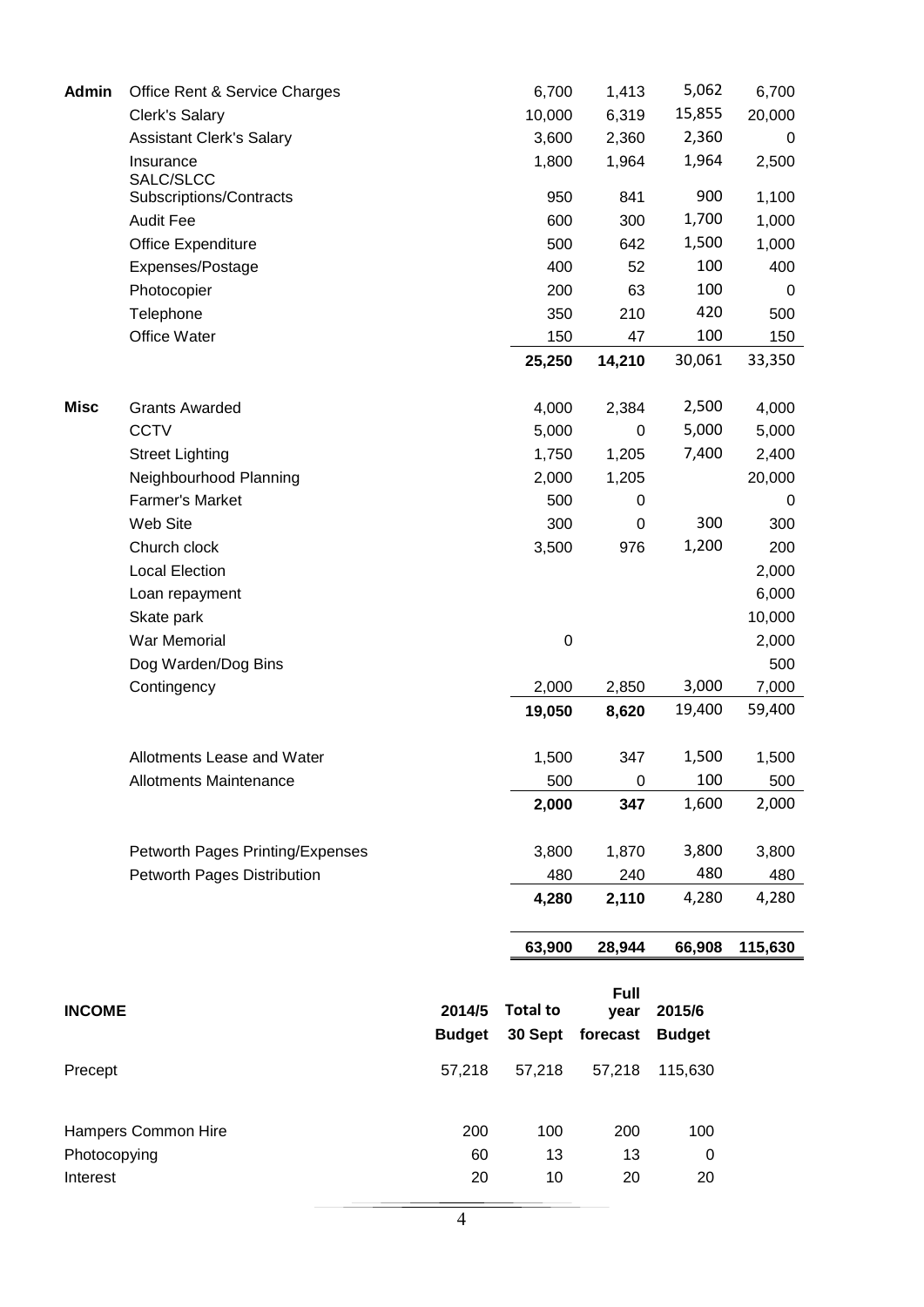| | | | | | |
|---|---|---|---|---|---|
| **Admin** | Office Rent & Service Charges | 6,700 | 1,413 | 5,062 | 6,700 |
| | Clerk's Salary | 10,000 | 6,319 | 15,855 | 20,000 |
| | Assistant Clerk's Salary | 3,600 | 2,360 | 2,360 | 0 |
| | Insurance | 1,800 | 1,964 | 1,964 | 2,500 |
| | SALC/SLCC Subscriptions/Contracts | 950 | 841 | 900 | 1,100 |
| | Audit Fee | 600 | 300 | 1,700 | 1,000 |
| | Office Expenditure | 500 | 642 | 1,500 | 1,000 |
| | Expenses/Postage | 400 | 52 | 100 | 400 |
| | Photocopier | 200 | 63 | 100 | 0 |
| | Telephone | 350 | 210 | 420 | 500 |
| | Office Water | 150 | 47 | 100 | 150 |
| | | **25,250** | **14,210** | 30,061 | 33,350 |
| **Misc** | Grants Awarded | 4,000 | 2,384 | 2,500 | 4,000 |
| | CCTV | 5,000 | 0 | 5,000 | 5,000 |
| | Street Lighting | 1,750 | 1,205 | 7,400 | 2,400 |
| | Neighbourhood Planning | 2,000 | 1,205 | | 20,000 |
| | Farmer's Market | 500 | 0 | | 0 |
| | Web Site | 300 | 0 | 300 | 300 |
| | Church clock | 3,500 | 976 | 1,200 | 200 |
| | Local Election | | | | 2,000 |
| | Loan repayment | | | | 6,000 |
| | Skate park | | | | 10,000 |
| | War Memorial | 0 | | | 2,000 |
| | Dog Warden/Dog Bins | | | | 500 |
| | Contingency | 2,000 | 2,850 | 3,000 | 7,000 |
| | | **19,050** | **8,620** | 19,400 | 59,400 |
| | Allotments Lease and Water | 1,500 | 347 | 1,500 | 1,500 |
| | Allotments Maintenance | 500 | 0 | 100 | 500 |
| | | **2,000** | **347** | 1,600 | 2,000 |
| | Petworth Pages Printing/Expenses | 3,800 | 1,870 | 3,800 | 3,800 |
| | Petworth Pages Distribution | 480 | 240 | 480 | 480 |
| | | **4,280** | **2,110** | 4,280 | 4,280 |
| | | **63,900** | **28,944** | **66,908** | **115,630** |

| **INCOME** | **2014/5 Budget** | **Total to 30 Sept** | **Full year forecast** | **2015/6 Budget** |
|---|---|---|---|---|
| Precept | 57,218 | 57,218 | 57,218 | 115,630 |
| Hampers Common Hire | 200 | 100 | 200 | 100 |
| Photocopying | 60 | 13 | 13 | 0 |
| Interest | 20 | 10 | 20 | 20 |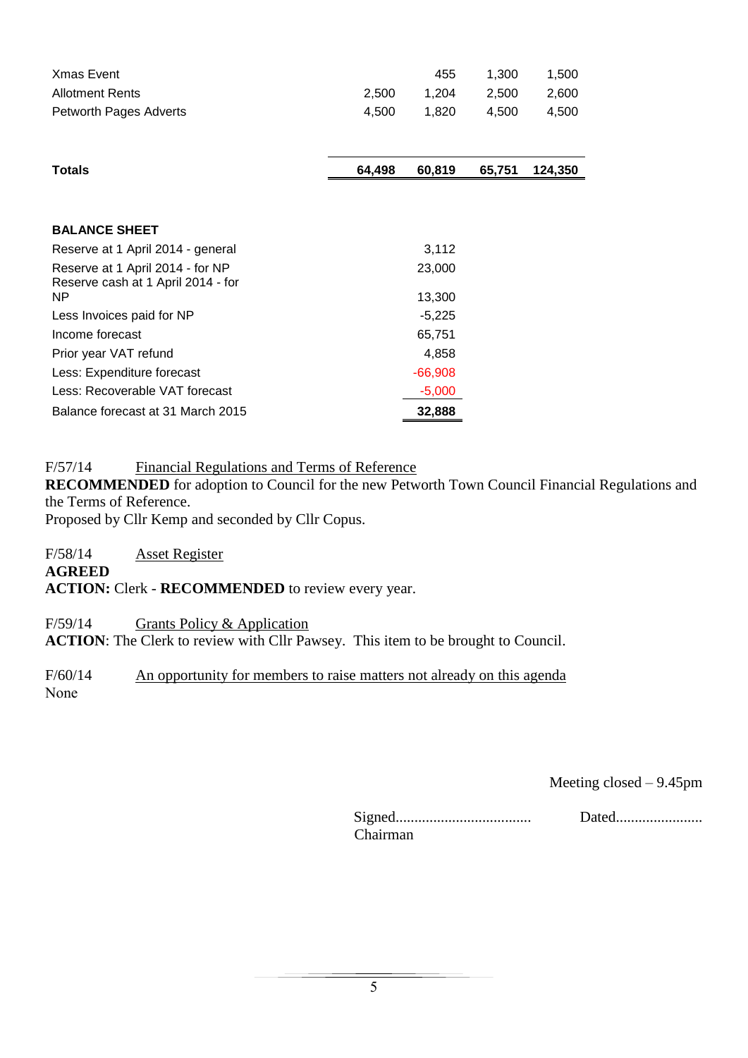| | | | | |
|---|---|---|---|---|
| Xmas Event | | 455 | 1,300 | 1,500 |
| Allotment Rents | 2,500 | 1,204 | 2,500 | 2,600 |
| Petworth Pages Adverts | 4,500 | 1,820 | 4,500 | 4,500 |
| **Totals** | **64,498** | **60,819** | **65,751** | **124,350** |

| **BALANCE SHEET** | |
|---|---|
| Reserve at 1 April 2014 - general | 3,112 |
| Reserve at 1 April 2014 - for NP | 23,000 |
| Reserve cash at 1 April 2014 - for NP | 13,300 |
| Less Invoices paid for NP | -5,225 |
| Income forecast | 65,751 |
| Prior year VAT refund | 4,858 |
| Less: Expenditure forecast | -66,908 |
| Less: Recoverable VAT forecast | -5,000 |
| Balance forecast at 31 March 2015 | **32,888** |

F/57/14 Financial Regulations and Terms of Reference
**RECOMMENDED** for adoption to Council for the new Petworth Town Council Financial Regulations and the Terms of Reference.
Proposed by Cllr Kemp and seconded by Cllr Copus.

F/58/14 Asset Register
**AGREED**
**ACTION:** Clerk - **RECOMMENDED** to review every year.

F/59/14 Grants Policy & Application
**ACTION**: The Clerk to review with Cllr Pawsey. This item to be brought to Council.

F/60/14 An opportunity for members to raise matters not already on this agenda
None

Meeting closed – 9.45pm

Signed.................................... Dated.......................
Chairman